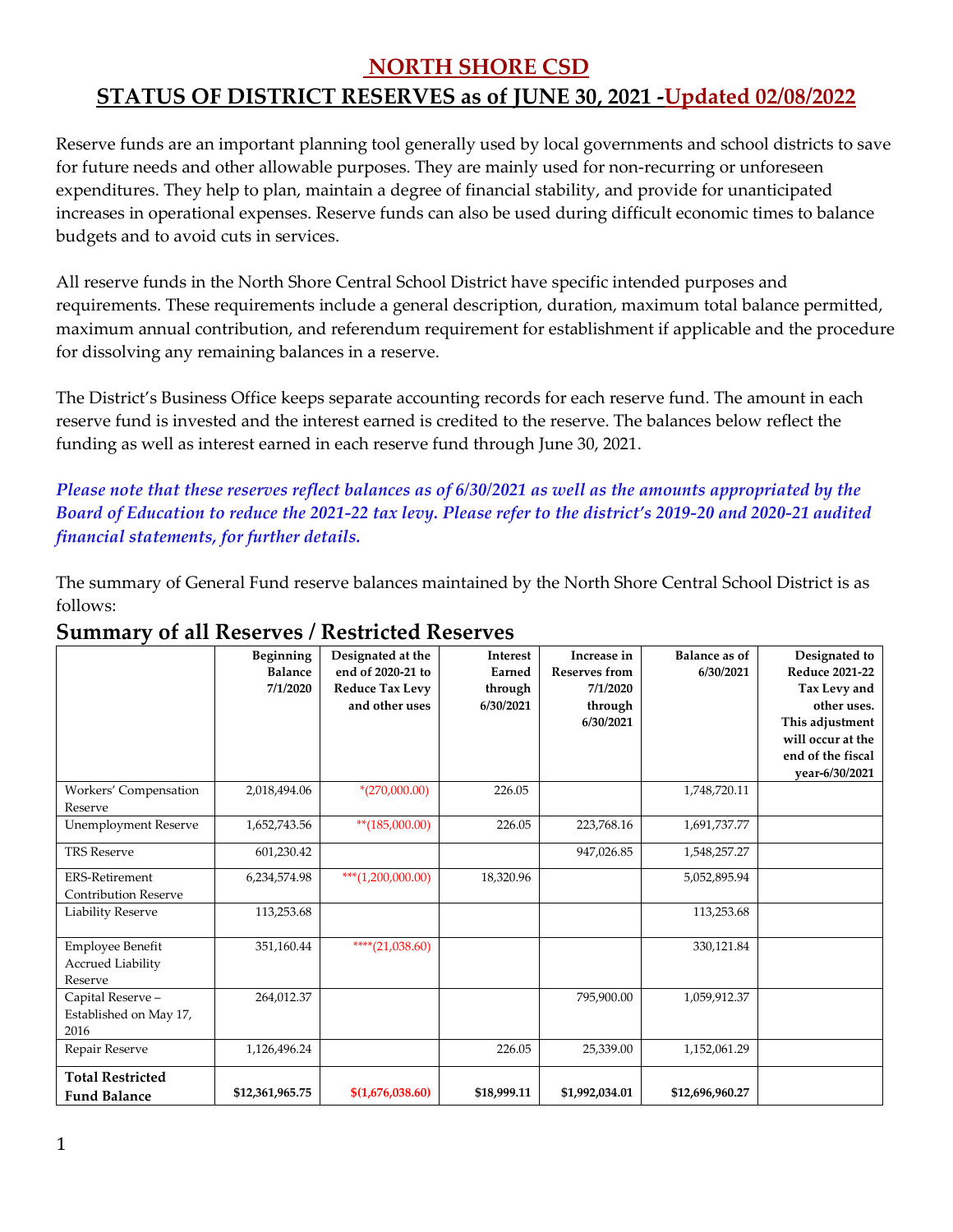# NORTH SHORE CSD

## STATUS OF DISTRICT RESERVES as of JUNE 30, 2021 -Updated 02/08/2022

Reserve funds are an important planning tool generally used by local governments and school districts to save for future needs and other allowable purposes. They are mainly used for non-recurring or unforeseen expenditures. They help to plan, maintain a degree of financial stability, and provide for unanticipated increases in operational expenses. Reserve funds can also be used during difficult economic times to balance budgets and to avoid cuts in services.

All reserve funds in the North Shore Central School District have specific intended purposes and requirements. These requirements include a general description, duration, maximum total balance permitted, maximum annual contribution, and referendum requirement for establishment if applicable and the procedure for dissolving any remaining balances in a reserve.

The District's Business Office keeps separate accounting records for each reserve fund. The amount in each reserve fund is invested and the interest earned is credited to the reserve. The balances below reflect the funding as well as interest earned in each reserve fund through June 30, 2021.

***Please note that these reserves reflect balances as of 6/30/2021 as well as the amounts appropriated by the Board of Education to reduce the 2021-22 tax levy. Please refer to the district's 2019-20 and 2020-21 audited financial statements, for further details.***

The summary of General Fund reserve balances maintained by the North Shore Central School District is as follows:

## Summary of all Reserves / Restricted Reserves

| | Beginning Balance 7/1/2020 | Designated at the end of 2020-21 to Reduce Tax Levy and other uses | Interest Earned through 6/30/2021 | Increase in Reserves from 7/1/2020 through 6/30/2021 | Balance as of 6/30/2021 | Designated to Reduce 2021-22 Tax Levy and other uses. This adjustment will occur at the end of the fiscal year-6/30/2021 |
|---|---|---|---|---|---|---|
| Workers' Compensation Reserve | 2,018,494.06 | *(270,000.00) | 226.05 | | 1,748,720.11 | |
| Unemployment Reserve | 1,652,743.56 | **(185,000.00) | 226.05 | 223,768.16 | 1,691,737.77 | |
| TRS Reserve | 601,230.42 | | | 947,026.85 | 1,548,257.27 | |
| ERS-Retirement Contribution Reserve | 6,234,574.98 | ***(1,200,000.00) | 18,320.96 | | 5,052,895.94 | |
| Liability Reserve | 113,253.68 | | | | 113,253.68 | |
| Employee Benefit Accrued Liability Reserve | 351,160.44 | ****(21,038.60) | | | 330,121.84 | |
| Capital Reserve – Established on May 17, 2016 | 264,012.37 | | | 795,900.00 | 1,059,912.37 | |
| Repair Reserve | 1,126,496.24 | | 226.05 | 25,339.00 | 1,152,061.29 | |
| **Total Restricted Fund Balance** | **$12,361,965.75** | **$(1,676,038.60)** | **$18,999.11** | **$1,992,034.01** | **$12,696,960.27** | |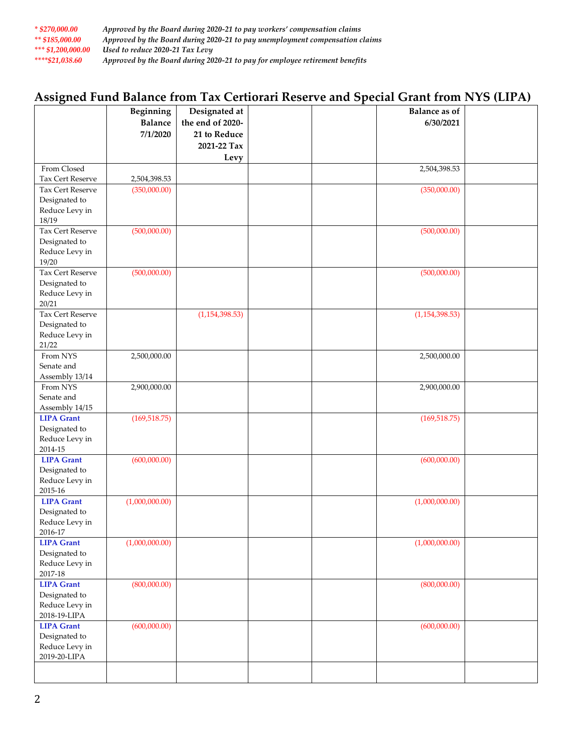*\* $270,000.00* *Approved by the Board during 2020-21 to pay workers' compensation claims*
*\*\* $185,000.00* *Approved by the Board during 2020-21 to pay unemployment compensation claims*
*\*\*\* $1,200,000.00* *Used to reduce 2020-21 Tax Levy*
*\*\*\*\*$21,038.60* *Approved by the Board during 2020-21 to pay for employee retirement benefits*

## Assigned Fund Balance from Tax Certiorari Reserve and Special Grant from NYS (LIPA)

| | Beginning Balance 7/1/2020 | Designated at the end of 2020-21 to Reduce 2021-22 Tax Levy | | | Balance as of 6/30/2021 | |
|---|---|---|---|---|---|---|
| From Closed Tax Cert Reserve | 2,504,398.53 | | | | 2,504,398.53 | |
| Tax Cert Reserve Designated to Reduce Levy in 18/19 | (350,000.00) | | | | (350,000.00) | |
| Tax Cert Reserve Designated to Reduce Levy in 19/20 | (500,000.00) | | | | (500,000.00) | |
| Tax Cert Reserve Designated to Reduce Levy in 20/21 | (500,000.00) | | | | (500,000.00) | |
| Tax Cert Reserve Designated to Reduce Levy in 21/22 | | (1,154,398.53) | | | (1,154,398.53) | |
| From NYS Senate and Assembly 13/14 | 2,500,000.00 | | | | 2,500,000.00 | |
| From NYS Senate and Assembly 14/15 | 2,900,000.00 | | | | 2,900,000.00 | |
| **LIPA Grant** Designated to Reduce Levy in 2014-15 | (169,518.75) | | | | (169,518.75) | |
| **LIPA Grant** Designated to Reduce Levy in 2015-16 | (600,000.00) | | | | (600,000.00) | |
| **LIPA Grant** Designated to Reduce Levy in 2016-17 | (1,000,000.00) | | | | (1,000,000.00) | |
| **LIPA Grant** Designated to Reduce Levy in 2017-18 | (1,000,000.00) | | | | (1,000,000.00) | |
| **LIPA Grant** Designated to Reduce Levy in 2018-19-LIPA | (800,000.00) | | | | (800,000.00) | |
| **LIPA Grant** Designated to Reduce Levy in 2019-20-LIPA | (600,000.00) | | | | (600,000.00) | |
| | | | | | | |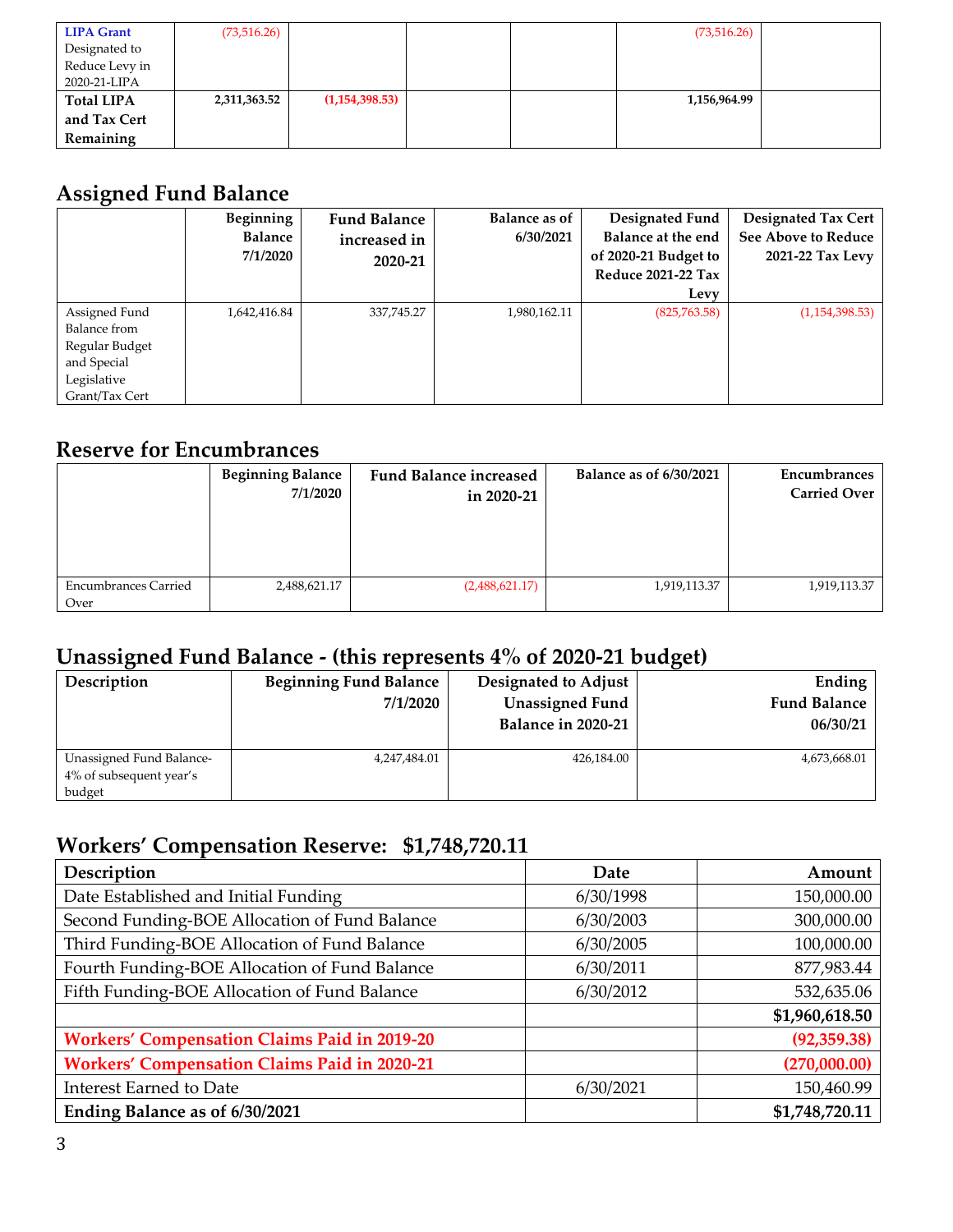| LIPA Grant Designated to Reduce Levy in 2020-21-LIPA | (73,516.26) | | | | (73,516.26) | |
|---|---|---|---|---|---|---|
| **Total LIPA and Tax Cert Remaining** | **2,311,363.52** | **(1,154,398.53)** | | | **1,156,964.99** | |

## Assigned Fund Balance

| | Beginning Balance 7/1/2020 | Fund Balance increased in 2020-21 | Balance as of 6/30/2021 | Designated Fund Balance at the end of 2020-21 Budget to Reduce 2021-22 Tax Levy | Designated Tax Cert See Above to Reduce 2021-22 Tax Levy |
|---|---|---|---|---|---|
| Assigned Fund Balance from Regular Budget and Special Legislative Grant/Tax Cert | 1,642,416.84 | 337,745.27 | 1,980,162.11 | (825,763.58) | (1,154,398.53) |

## Reserve for Encumbrances

| | Beginning Balance 7/1/2020 | Fund Balance increased in 2020-21 | Balance as of 6/30/2021 | Encumbrances Carried Over |
|---|---|---|---|---|
| Encumbrances Carried Over | 2,488,621.17 | (2,488,621.17) | 1,919,113.37 | 1,919,113.37 |

## Unassigned Fund Balance - (this represents 4% of 2020-21 budget)

| Description | Beginning Fund Balance 7/1/2020 | Designated to Adjust Unassigned Fund Balance in 2020-21 | Ending Fund Balance 06/30/21 |
|---|---|---|---|
| Unassigned Fund Balance-4% of subsequent year's budget | 4,247,484.01 | 426,184.00 | 4,673,668.01 |

## Workers' Compensation Reserve: $1,748,720.11

| Description | Date | Amount |
|---|---|---|
| Date Established and Initial Funding | 6/30/1998 | 150,000.00 |
| Second Funding-BOE Allocation of Fund Balance | 6/30/2003 | 300,000.00 |
| Third Funding-BOE Allocation of Fund Balance | 6/30/2005 | 100,000.00 |
| Fourth Funding-BOE Allocation of Fund Balance | 6/30/2011 | 877,983.44 |
| Fifth Funding-BOE Allocation of Fund Balance | 6/30/2012 | 532,635.06 |
| | | **$1,960,618.50** |
| **Workers' Compensation Claims Paid in 2019-20** | | **(92,359.38)** |
| **Workers' Compensation Claims Paid in 2020-21** | | **(270,000.00)** |
| Interest Earned to Date | 6/30/2021 | 150,460.99 |
| **Ending Balance as of 6/30/2021** | | **$1,748,720.11** |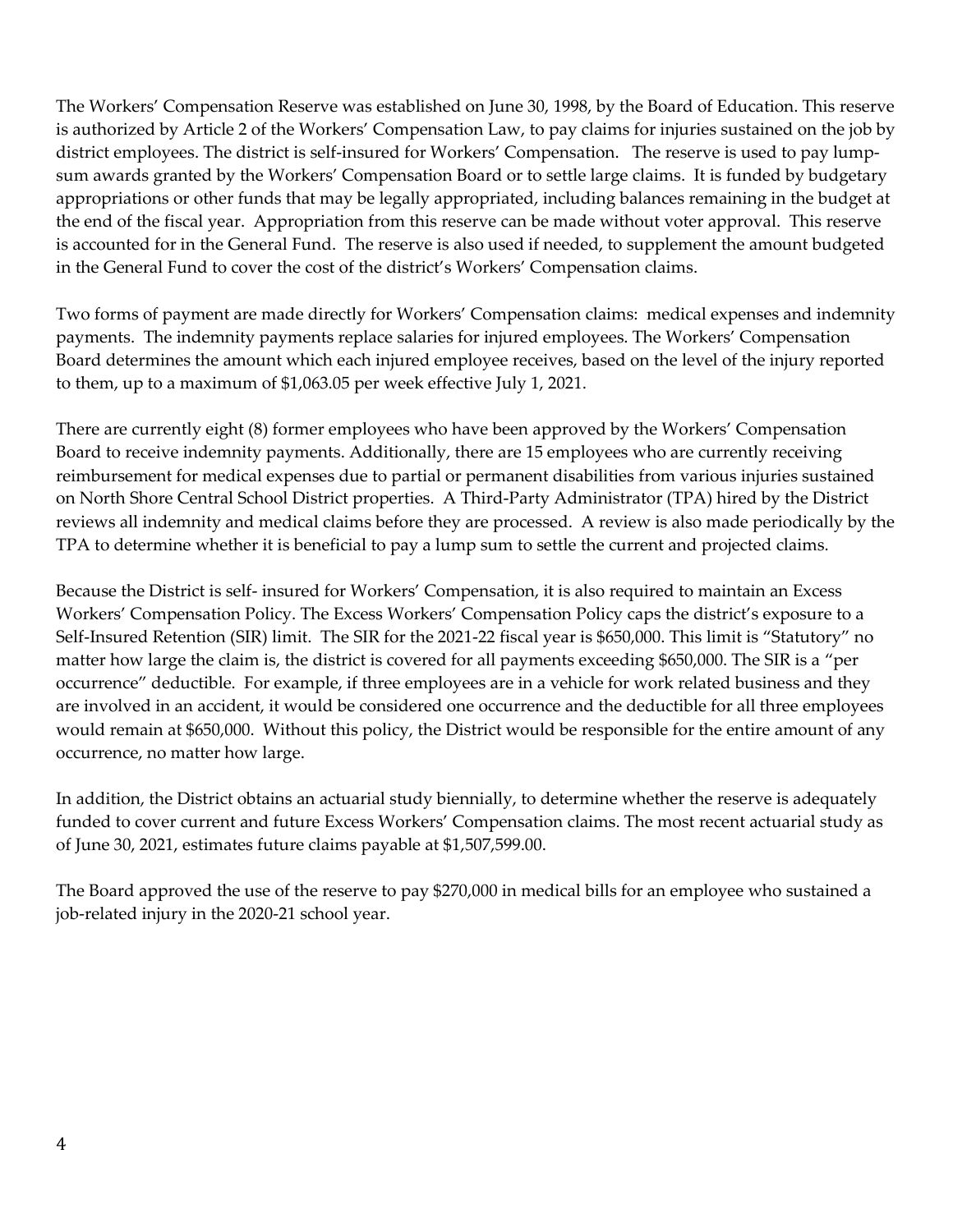The Workers' Compensation Reserve was established on June 30, 1998, by the Board of Education. This reserve is authorized by Article 2 of the Workers' Compensation Law, to pay claims for injuries sustained on the job by district employees. The district is self-insured for Workers' Compensation. The reserve is used to pay lump-sum awards granted by the Workers' Compensation Board or to settle large claims. It is funded by budgetary appropriations or other funds that may be legally appropriated, including balances remaining in the budget at the end of the fiscal year. Appropriation from this reserve can be made without voter approval. This reserve is accounted for in the General Fund. The reserve is also used if needed, to supplement the amount budgeted in the General Fund to cover the cost of the district's Workers' Compensation claims.

Two forms of payment are made directly for Workers' Compensation claims: medical expenses and indemnity payments. The indemnity payments replace salaries for injured employees. The Workers' Compensation Board determines the amount which each injured employee receives, based on the level of the injury reported to them, up to a maximum of $1,063.05 per week effective July 1, 2021.

There are currently eight (8) former employees who have been approved by the Workers' Compensation Board to receive indemnity payments. Additionally, there are 15 employees who are currently receiving reimbursement for medical expenses due to partial or permanent disabilities from various injuries sustained on North Shore Central School District properties. A Third-Party Administrator (TPA) hired by the District reviews all indemnity and medical claims before they are processed. A review is also made periodically by the TPA to determine whether it is beneficial to pay a lump sum to settle the current and projected claims.

Because the District is self- insured for Workers' Compensation, it is also required to maintain an Excess Workers' Compensation Policy. The Excess Workers' Compensation Policy caps the district's exposure to a Self-Insured Retention (SIR) limit. The SIR for the 2021-22 fiscal year is $650,000. This limit is "Statutory" no matter how large the claim is, the district is covered for all payments exceeding $650,000. The SIR is a "per occurrence" deductible. For example, if three employees are in a vehicle for work related business and they are involved in an accident, it would be considered one occurrence and the deductible for all three employees would remain at $650,000. Without this policy, the District would be responsible for the entire amount of any occurrence, no matter how large.

In addition, the District obtains an actuarial study biennially, to determine whether the reserve is adequately funded to cover current and future Excess Workers' Compensation claims. The most recent actuarial study as of June 30, 2021, estimates future claims payable at $1,507,599.00.

The Board approved the use of the reserve to pay $270,000 in medical bills for an employee who sustained a job-related injury in the 2020-21 school year.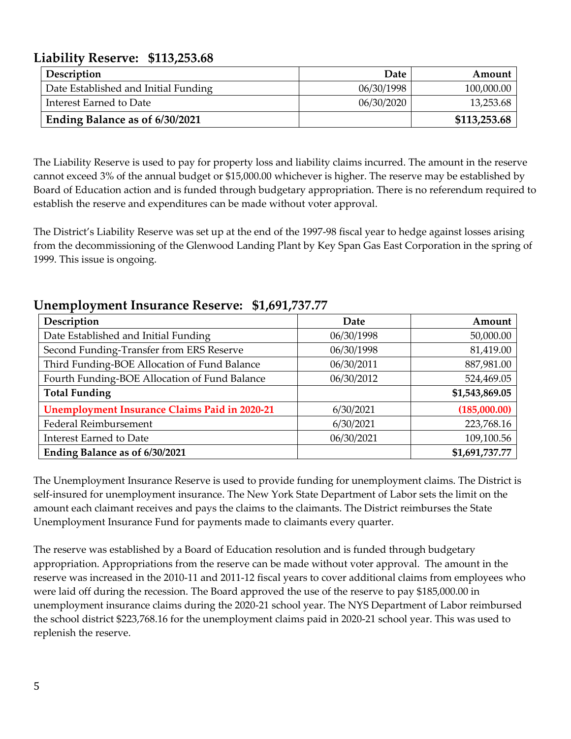## Liability Reserve: $113,253.68

| Description | Date | Amount |
|---|---:|---:|
| Date Established and Initial Funding | 06/30/1998 | 100,000.00 |
| Interest Earned to Date | 06/30/2020 | 13,253.68 |
| **Ending Balance as of 6/30/2021** | | **$113,253.68** |

The Liability Reserve is used to pay for property loss and liability claims incurred. The amount in the reserve cannot exceed 3% of the annual budget or $15,000.00 whichever is higher. The reserve may be established by Board of Education action and is funded through budgetary appropriation. There is no referendum required to establish the reserve and expenditures can be made without voter approval.

The District's Liability Reserve was set up at the end of the 1997-98 fiscal year to hedge against losses arising from the decommissioning of the Glenwood Landing Plant by Key Span Gas East Corporation in the spring of 1999. This issue is ongoing.

## Unemployment Insurance Reserve: $1,691,737.77

| Description | Date | Amount |
|---|:---:|---:|
| Date Established and Initial Funding | 06/30/1998 | 50,000.00 |
| Second Funding-Transfer from ERS Reserve | 06/30/1998 | 81,419.00 |
| Third Funding-BOE Allocation of Fund Balance | 06/30/2011 | 887,981.00 |
| Fourth Funding-BOE Allocation of Fund Balance | 06/30/2012 | 524,469.05 |
| **Total Funding** | | **$1,543,869.05** |
| **Unemployment Insurance Claims Paid in 2020-21** | 6/30/2021 | **(185,000.00)** |
| Federal Reimbursement | 6/30/2021 | 223,768.16 |
| Interest Earned to Date | 06/30/2021 | 109,100.56 |
| **Ending Balance as of 6/30/2021** | | **$1,691,737.77** |

The Unemployment Insurance Reserve is used to provide funding for unemployment claims. The District is self-insured for unemployment insurance. The New York State Department of Labor sets the limit on the amount each claimant receives and pays the claims to the claimants. The District reimburses the State Unemployment Insurance Fund for payments made to claimants every quarter.

The reserve was established by a Board of Education resolution and is funded through budgetary appropriation. Appropriations from the reserve can be made without voter approval. The amount in the reserve was increased in the 2010-11 and 2011-12 fiscal years to cover additional claims from employees who were laid off during the recession. The Board approved the use of the reserve to pay $185,000.00 in unemployment insurance claims during the 2020-21 school year. The NYS Department of Labor reimbursed the school district $223,768.16 for the unemployment claims paid in 2020-21 school year. This was used to replenish the reserve.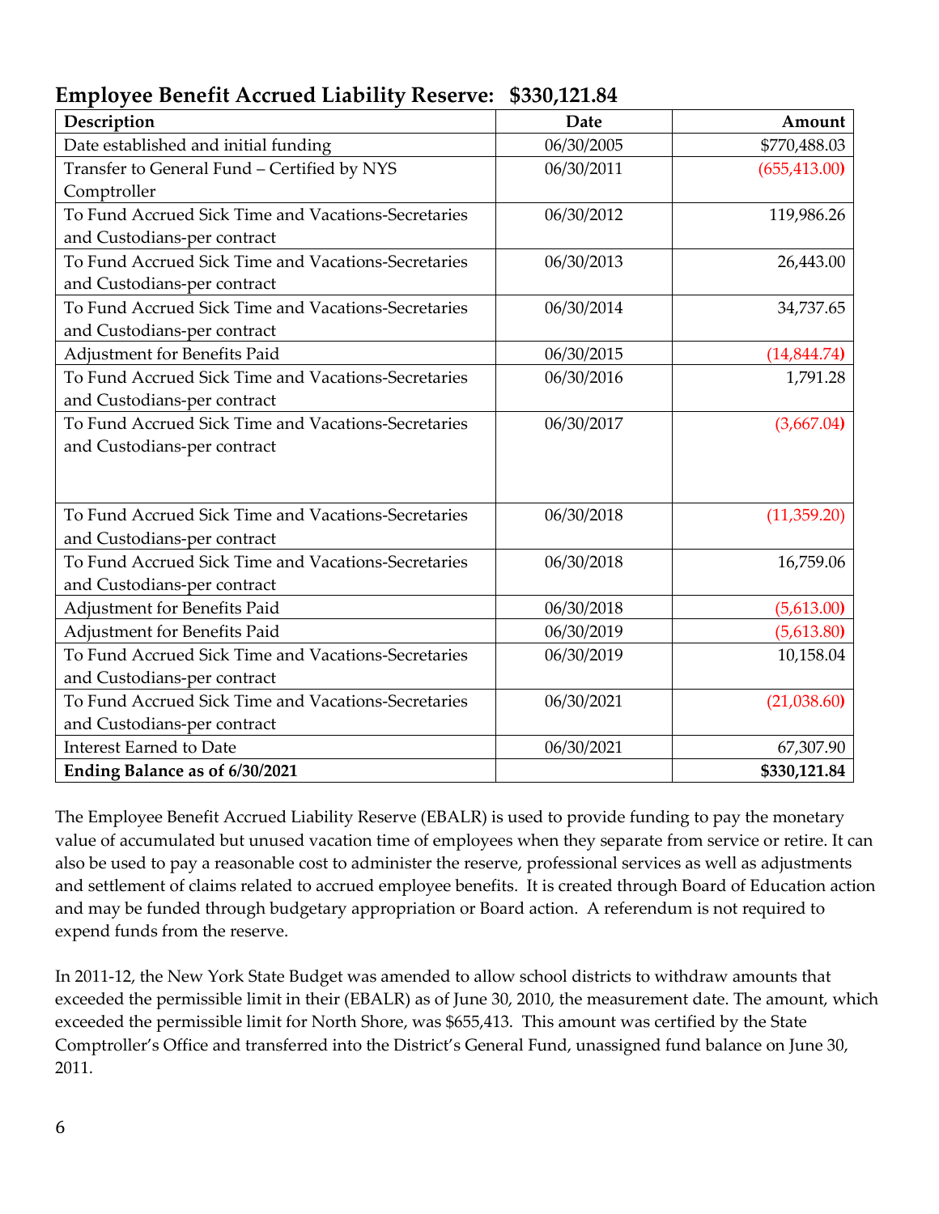## Employee Benefit Accrued Liability Reserve: $330,121.84

| Description | Date | Amount |
|---|---|---|
| Date established and initial funding | 06/30/2005 | $770,488.03 |
| Transfer to General Fund – Certified by NYS Comptroller | 06/30/2011 | (655,413.00) |
| To Fund Accrued Sick Time and Vacations-Secretaries and Custodians-per contract | 06/30/2012 | 119,986.26 |
| To Fund Accrued Sick Time and Vacations-Secretaries and Custodians-per contract | 06/30/2013 | 26,443.00 |
| To Fund Accrued Sick Time and Vacations-Secretaries and Custodians-per contract | 06/30/2014 | 34,737.65 |
| Adjustment for Benefits Paid | 06/30/2015 | (14,844.74) |
| To Fund Accrued Sick Time and Vacations-Secretaries and Custodians-per contract | 06/30/2016 | 1,791.28 |
| To Fund Accrued Sick Time and Vacations-Secretaries and Custodians-per contract | 06/30/2017 | (3,667.04) |
| To Fund Accrued Sick Time and Vacations-Secretaries and Custodians-per contract | 06/30/2018 | (11,359.20) |
| To Fund Accrued Sick Time and Vacations-Secretaries and Custodians-per contract | 06/30/2018 | 16,759.06 |
| Adjustment for Benefits Paid | 06/30/2018 | (5,613.00) |
| Adjustment for Benefits Paid | 06/30/2019 | (5,613.80) |
| To Fund Accrued Sick Time and Vacations-Secretaries and Custodians-per contract | 06/30/2019 | 10,158.04 |
| To Fund Accrued Sick Time and Vacations-Secretaries and Custodians-per contract | 06/30/2021 | (21,038.60) |
| Interest Earned to Date | 06/30/2021 | 67,307.90 |
| **Ending Balance as of 6/30/2021** | | **$330,121.84** |

The Employee Benefit Accrued Liability Reserve (EBALR) is used to provide funding to pay the monetary value of accumulated but unused vacation time of employees when they separate from service or retire. It can also be used to pay a reasonable cost to administer the reserve, professional services as well as adjustments and settlement of claims related to accrued employee benefits. It is created through Board of Education action and may be funded through budgetary appropriation or Board action. A referendum is not required to expend funds from the reserve.

In 2011-12, the New York State Budget was amended to allow school districts to withdraw amounts that exceeded the permissible limit in their (EBALR) as of June 30, 2010, the measurement date. The amount, which exceeded the permissible limit for North Shore, was $655,413. This amount was certified by the State Comptroller's Office and transferred into the District's General Fund, unassigned fund balance on June 30, 2011.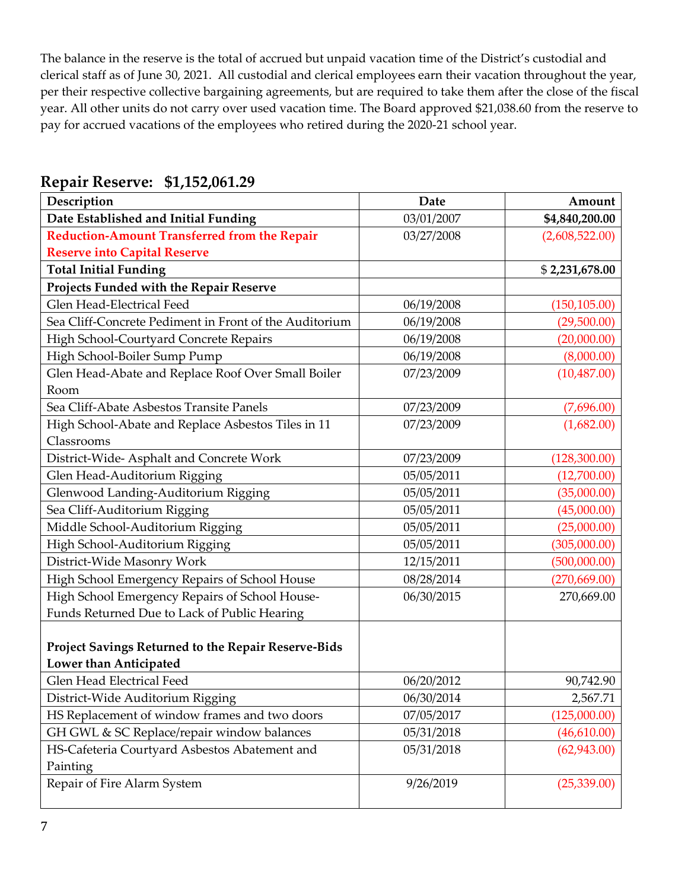The balance in the reserve is the total of accrued but unpaid vacation time of the District's custodial and clerical staff as of June 30, 2021. All custodial and clerical employees earn their vacation throughout the year, per their respective collective bargaining agreements, but are required to take them after the close of the fiscal year. All other units do not carry over used vacation time. The Board approved $21,038.60 from the reserve to pay for accrued vacations of the employees who retired during the 2020-21 school year.

## Repair Reserve: $1,152,061.29

| Description | Date | Amount |
|---|---|---|
| **Date Established and Initial Funding** | 03/01/2007 | **$4,840,200.00** |
| **Reduction-Amount Transferred from the Repair Reserve into Capital Reserve** | 03/27/2008 | (2,608,522.00) |
| **Total Initial Funding** | | **$ 2,231,678.00** |
| **Projects Funded with the Repair Reserve** | | |
| Glen Head-Electrical Feed | 06/19/2008 | (150,105.00) |
| Sea Cliff-Concrete Pediment in Front of the Auditorium | 06/19/2008 | (29,500.00) |
| High School-Courtyard Concrete Repairs | 06/19/2008 | (20,000.00) |
| High School-Boiler Sump Pump | 06/19/2008 | (8,000.00) |
| Glen Head-Abate and Replace Roof Over Small Boiler Room | 07/23/2009 | (10,487.00) |
| Sea Cliff-Abate Asbestos Transite Panels | 07/23/2009 | (7,696.00) |
| High School-Abate and Replace Asbestos Tiles in 11 Classrooms | 07/23/2009 | (1,682.00) |
| District-Wide- Asphalt and Concrete Work | 07/23/2009 | (128,300.00) |
| Glen Head-Auditorium Rigging | 05/05/2011 | (12,700.00) |
| Glenwood Landing-Auditorium Rigging | 05/05/2011 | (35,000.00) |
| Sea Cliff-Auditorium Rigging | 05/05/2011 | (45,000.00) |
| Middle School-Auditorium Rigging | 05/05/2011 | (25,000.00) |
| High School-Auditorium Rigging | 05/05/2011 | (305,000.00) |
| District-Wide Masonry Work | 12/15/2011 | (500,000.00) |
| High School Emergency Repairs of School House | 08/28/2014 | (270,669.00) |
| High School Emergency Repairs of School House-Funds Returned Due to Lack of Public Hearing | 06/30/2015 | 270,669.00 |
| **Project Savings Returned to the Repair Reserve-Bids Lower than Anticipated** | | |
| Glen Head Electrical Feed | 06/20/2012 | 90,742.90 |
| District-Wide Auditorium Rigging | 06/30/2014 | 2,567.71 |
| HS Replacement of window frames and two doors | 07/05/2017 | (125,000.00) |
| GH GWL & SC Replace/repair window balances | 05/31/2018 | (46,610.00) |
| HS-Cafeteria Courtyard Asbestos Abatement and Painting | 05/31/2018 | (62,943.00) |
| Repair of Fire Alarm System | 9/26/2019 | (25,339.00) |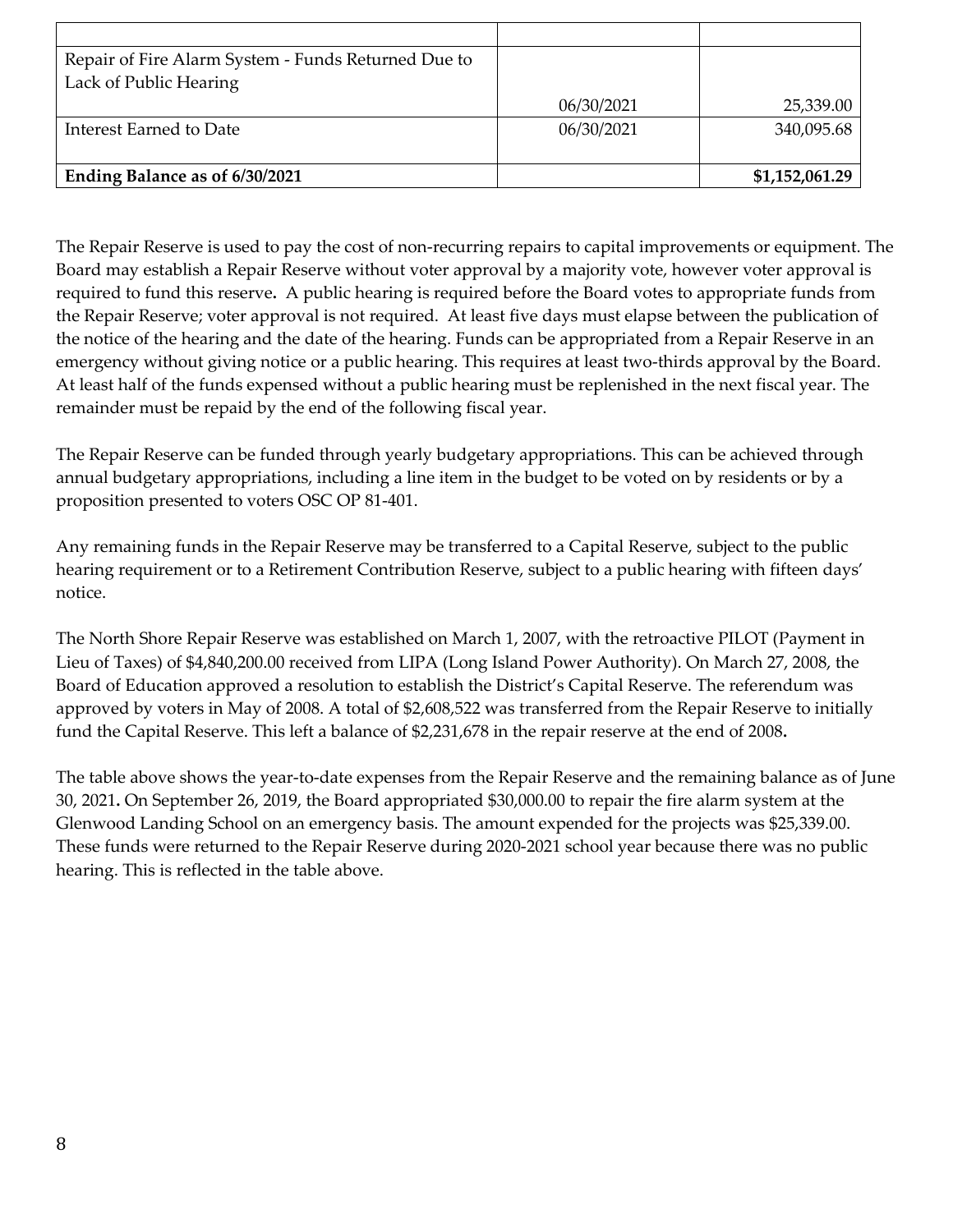| | | |
|---|---|---|
| Repair of Fire Alarm System - Funds Returned Due to Lack of Public Hearing | 06/30/2021 | 25,339.00 |
| Interest Earned to Date | 06/30/2021 | 340,095.68 |
| **Ending Balance as of 6/30/2021** | | **$1,152,061.29** |

The Repair Reserve is used to pay the cost of non-recurring repairs to capital improvements or equipment. The Board may establish a Repair Reserve without voter approval by a majority vote, however voter approval is required to fund this reserve**.** A public hearing is required before the Board votes to appropriate funds from the Repair Reserve; voter approval is not required. At least five days must elapse between the publication of the notice of the hearing and the date of the hearing. Funds can be appropriated from a Repair Reserve in an emergency without giving notice or a public hearing. This requires at least two-thirds approval by the Board. At least half of the funds expensed without a public hearing must be replenished in the next fiscal year. The remainder must be repaid by the end of the following fiscal year.

The Repair Reserve can be funded through yearly budgetary appropriations. This can be achieved through annual budgetary appropriations, including a line item in the budget to be voted on by residents or by a proposition presented to voters OSC OP 81-401.

Any remaining funds in the Repair Reserve may be transferred to a Capital Reserve, subject to the public hearing requirement or to a Retirement Contribution Reserve, subject to a public hearing with fifteen days' notice.

The North Shore Repair Reserve was established on March 1, 2007, with the retroactive PILOT (Payment in Lieu of Taxes) of $4,840,200.00 received from LIPA (Long Island Power Authority). On March 27, 2008, the Board of Education approved a resolution to establish the District's Capital Reserve. The referendum was approved by voters in May of 2008. A total of $2,608,522 was transferred from the Repair Reserve to initially fund the Capital Reserve. This left a balance of $2,231,678 in the repair reserve at the end of 2008**.**

The table above shows the year-to-date expenses from the Repair Reserve and the remaining balance as of June 30, 2021**.** On September 26, 2019, the Board appropriated $30,000.00 to repair the fire alarm system at the Glenwood Landing School on an emergency basis. The amount expended for the projects was $25,339.00. These funds were returned to the Repair Reserve during 2020-2021 school year because there was no public hearing. This is reflected in the table above.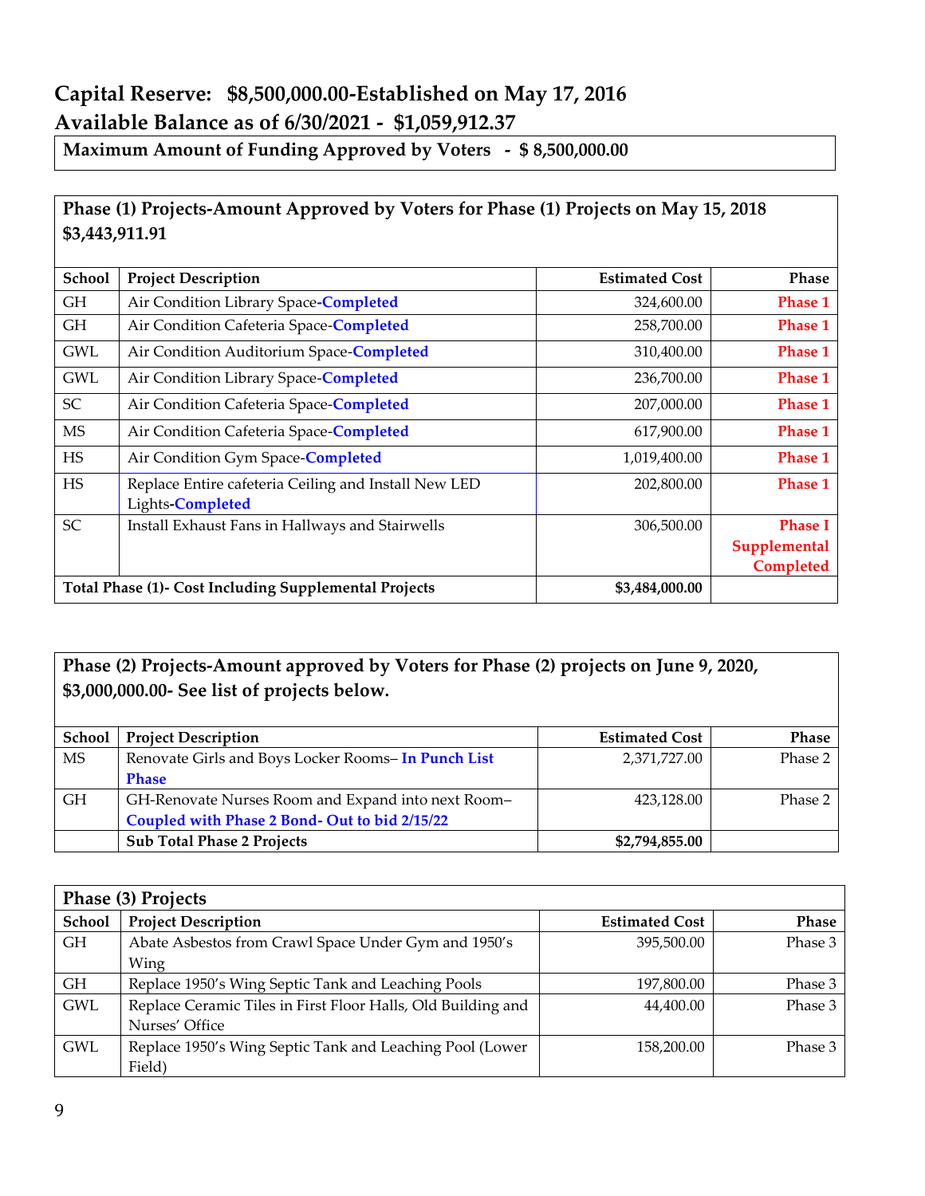## Capital Reserve: $8,500,000.00-Established on May 17, 2016

## Available Balance as of 6/30/2021 - $1,059,912.37

**Maximum Amount of Funding Approved by Voters - $ 8,500,000.00**

**Phase (1) Projects-Amount Approved by Voters for Phase (1) Projects on May 15, 2018 $3,443,911.91**

| School | Project Description | Estimated Cost | Phase |
|---|---|---|---|
| GH | Air Condition Library Space-**Completed** | 324,600.00 | **Phase 1** |
| GH | Air Condition Cafeteria Space-**Completed** | 258,700.00 | **Phase 1** |
| GWL | Air Condition Auditorium Space-**Completed** | 310,400.00 | **Phase 1** |
| GWL | Air Condition Library Space-**Completed** | 236,700.00 | **Phase 1** |
| SC | Air Condition Cafeteria Space-**Completed** | 207,000.00 | **Phase 1** |
| MS | Air Condition Cafeteria Space-**Completed** | 617,900.00 | **Phase 1** |
| HS | Air Condition Gym Space-**Completed** | 1,019,400.00 | **Phase 1** |
| HS | Replace Entire cafeteria Ceiling and Install New LED Lights-**Completed** | 202,800.00 | **Phase 1** |
| SC | Install Exhaust Fans in Hallways and Stairwells | 306,500.00 | **Phase I Supplemental Completed** |
| **Total Phase (1)- Cost Including Supplemental Projects** | | **$3,484,000.00** | |

**Phase (2) Projects-Amount approved by Voters for Phase (2) projects on June 9, 2020, $3,000,000.00- See list of projects below.**

| School | Project Description | Estimated Cost | Phase |
|---|---|---|---|
| MS | Renovate Girls and Boys Locker Rooms– **In Punch List Phase** | 2,371,727.00 | Phase 2 |
| GH | GH-Renovate Nurses Room and Expand into next Room– **Coupled with Phase 2 Bond- Out to bid 2/15/22** | 423,128.00 | Phase 2 |
| | **Sub Total Phase 2 Projects** | **$2,794,855.00** | |

**Phase (3) Projects**

| School | Project Description | Estimated Cost | Phase |
|---|---|---|---|
| GH | Abate Asbestos from Crawl Space Under Gym and 1950's Wing | 395,500.00 | Phase 3 |
| GH | Replace 1950's Wing Septic Tank and Leaching Pools | 197,800.00 | Phase 3 |
| GWL | Replace Ceramic Tiles in First Floor Halls, Old Building and Nurses' Office | 44,400.00 | Phase 3 |
| GWL | Replace 1950's Wing Septic Tank and Leaching Pool (Lower Field) | 158,200.00 | Phase 3 |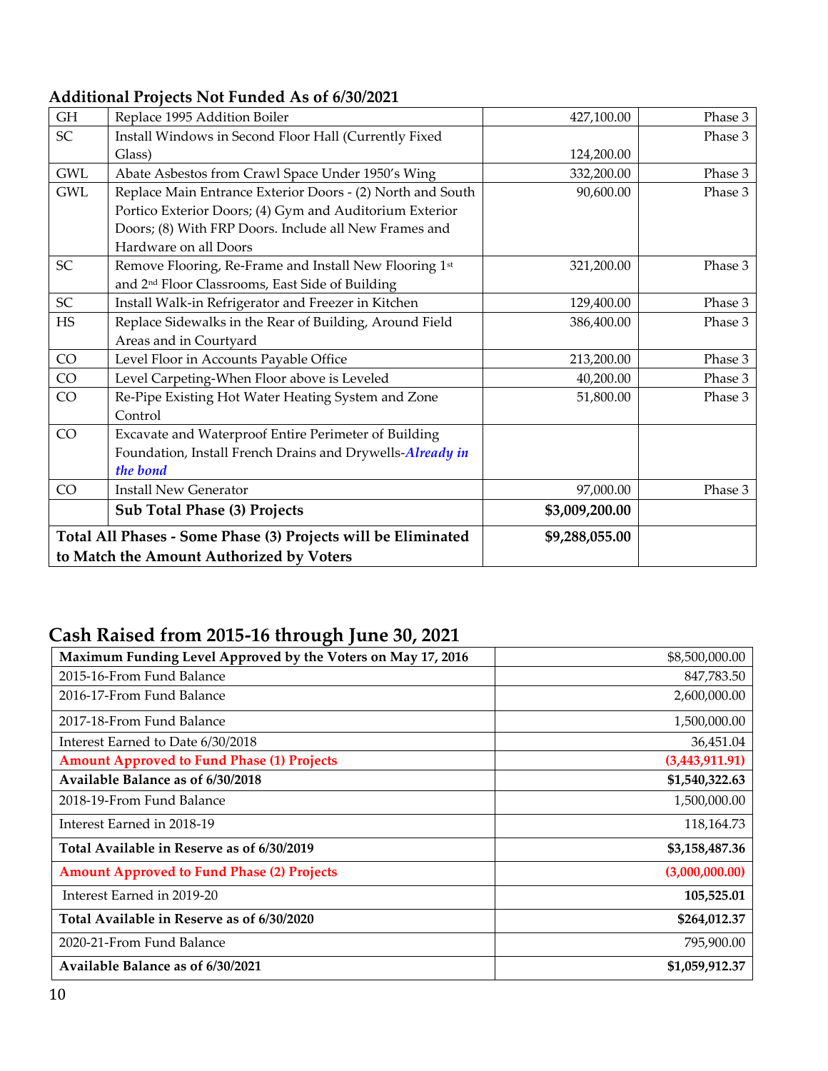## Additional Projects Not Funded As of 6/30/2021

| | | | |
|---|---|---|---|
| GH | Replace 1995 Addition Boiler | 427,100.00 | Phase 3 |
| SC | Install Windows in Second Floor Hall (Currently Fixed Glass) | 124,200.00 | Phase 3 |
| GWL | Abate Asbestos from Crawl Space Under 1950's Wing | 332,200.00 | Phase 3 |
| GWL | Replace Main Entrance Exterior Doors - (2) North and South Portico Exterior Doors; (4) Gym and Auditorium Exterior Doors; (8) With FRP Doors. Include all New Frames and Hardware on all Doors | 90,600.00 | Phase 3 |
| SC | Remove Flooring, Re-Frame and Install New Flooring 1st and 2nd Floor Classrooms, East Side of Building | 321,200.00 | Phase 3 |
| SC | Install Walk-in Refrigerator and Freezer in Kitchen | 129,400.00 | Phase 3 |
| HS | Replace Sidewalks in the Rear of Building, Around Field Areas and in Courtyard | 386,400.00 | Phase 3 |
| CO | Level Floor in Accounts Payable Office | 213,200.00 | Phase 3 |
| CO | Level Carpeting-When Floor above is Leveled | 40,200.00 | Phase 3 |
| CO | Re-Pipe Existing Hot Water Heating System and Zone Control | 51,800.00 | Phase 3 |
| CO | Excavate and Waterproof Entire Perimeter of Building Foundation, Install French Drains and Drywells-***Already in the bond*** | | |
| CO | Install New Generator | 97,000.00 | Phase 3 |
| | **Sub Total Phase (3) Projects** | **$3,009,200.00** | |
| **Total All Phases - Some Phase (3) Projects will be Eliminated to Match the Amount Authorized by Voters** | | **$9,288,055.00** | |

## Cash Raised from 2015-16 through June 30, 2021

| | |
|---|---|
| **Maximum Funding Level Approved by the Voters on May 17, 2016** | $8,500,000.00 |
| 2015-16-From Fund Balance | 847,783.50 |
| 2016-17-From Fund Balance | 2,600,000.00 |
| 2017-18-From Fund Balance | 1,500,000.00 |
| Interest Earned to Date 6/30/2018 | 36,451.04 |
| **Amount Approved to Fund Phase (1) Projects** | **(3,443,911.91)** |
| **Available Balance as of 6/30/2018** | **$1,540,322.63** |
| 2018-19-From Fund Balance | 1,500,000.00 |
| Interest Earned in 2018-19 | 118,164.73 |
| **Total Available in Reserve as of 6/30/2019** | **$3,158,487.36** |
| **Amount Approved to Fund Phase (2) Projects** | **(3,000,000.00)** |
| Interest Earned in 2019-20 | **105,525.01** |
| **Total Available in Reserve as of 6/30/2020** | **$264,012.37** |
| 2020-21-From Fund Balance | 795,900.00 |
| **Available Balance as of 6/30/2021** | **$1,059,912.37** |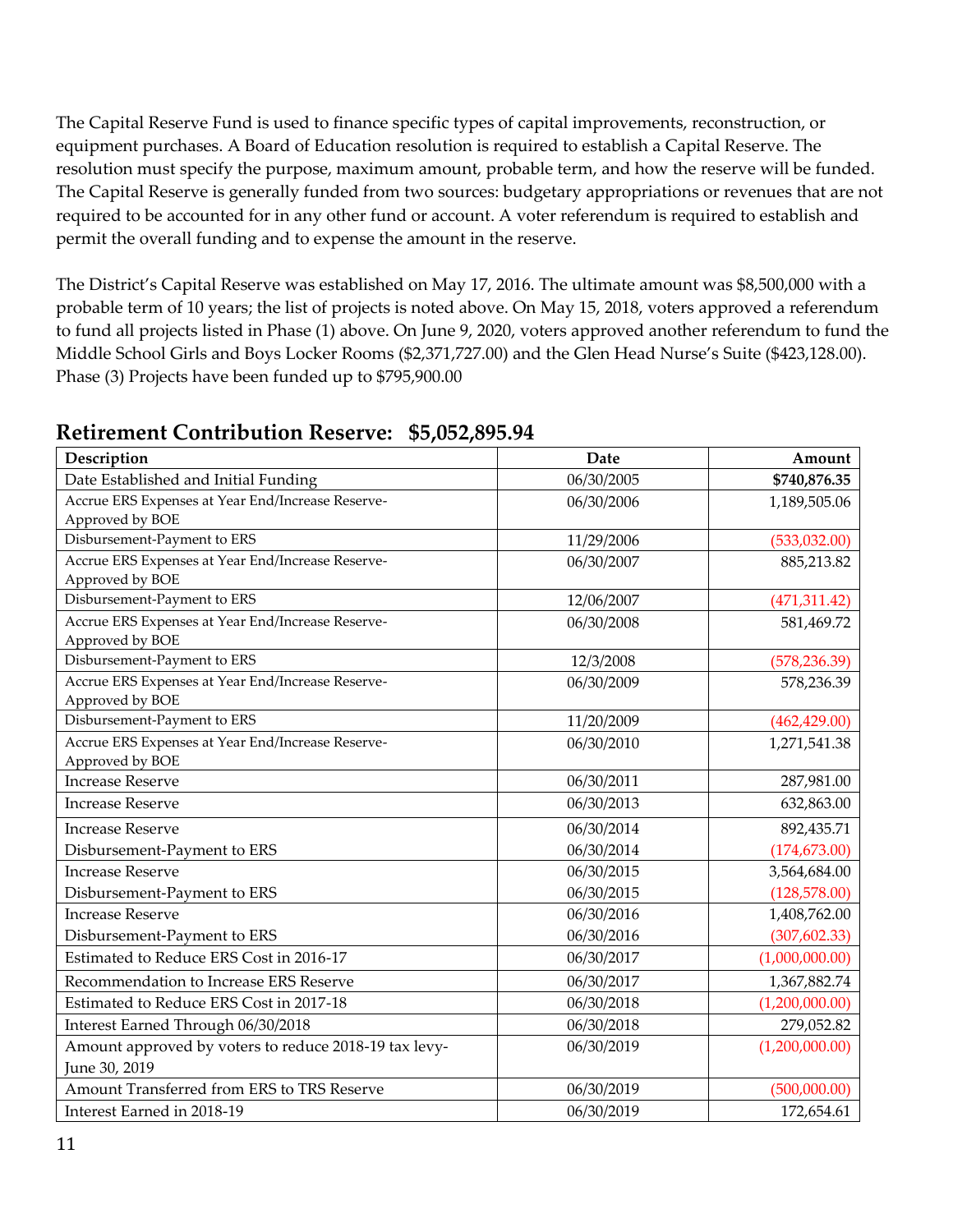The Capital Reserve Fund is used to finance specific types of capital improvements, reconstruction, or equipment purchases. A Board of Education resolution is required to establish a Capital Reserve. The resolution must specify the purpose, maximum amount, probable term, and how the reserve will be funded. The Capital Reserve is generally funded from two sources: budgetary appropriations or revenues that are not required to be accounted for in any other fund or account. A voter referendum is required to establish and permit the overall funding and to expense the amount in the reserve.

The District's Capital Reserve was established on May 17, 2016. The ultimate amount was $8,500,000 with a probable term of 10 years; the list of projects is noted above. On May 15, 2018, voters approved a referendum to fund all projects listed in Phase (1) above. On June 9, 2020, voters approved another referendum to fund the Middle School Girls and Boys Locker Rooms ($2,371,727.00) and the Glen Head Nurse's Suite ($423,128.00). Phase (3) Projects have been funded up to $795,900.00

## Retirement Contribution Reserve: $5,052,895.94

| Description | Date | Amount |
|---|---|---|
| Date Established and Initial Funding | 06/30/2005 | **$740,876.35** |
| Accrue ERS Expenses at Year End/Increase Reserve-Approved by BOE | 06/30/2006 | 1,189,505.06 |
| Disbursement-Payment to ERS | 11/29/2006 | (533,032.00) |
| Accrue ERS Expenses at Year End/Increase Reserve-Approved by BOE | 06/30/2007 | 885,213.82 |
| Disbursement-Payment to ERS | 12/06/2007 | (471,311.42) |
| Accrue ERS Expenses at Year End/Increase Reserve-Approved by BOE | 06/30/2008 | 581,469.72 |
| Disbursement-Payment to ERS | 12/3/2008 | (578,236.39) |
| Accrue ERS Expenses at Year End/Increase Reserve-Approved by BOE | 06/30/2009 | 578,236.39 |
| Disbursement-Payment to ERS | 11/20/2009 | (462,429.00) |
| Accrue ERS Expenses at Year End/Increase Reserve-Approved by BOE | 06/30/2010 | 1,271,541.38 |
| Increase Reserve | 06/30/2011 | 287,981.00 |
| Increase Reserve | 06/30/2013 | 632,863.00 |
| Increase Reserve | 06/30/2014 | 892,435.71 |
| Disbursement-Payment to ERS | 06/30/2014 | (174,673.00) |
| Increase Reserve | 06/30/2015 | 3,564,684.00 |
| Disbursement-Payment to ERS | 06/30/2015 | (128,578.00) |
| Increase Reserve | 06/30/2016 | 1,408,762.00 |
| Disbursement-Payment to ERS | 06/30/2016 | (307,602.33) |
| Estimated to Reduce ERS Cost in 2016-17 | 06/30/2017 | (1,000,000.00) |
| Recommendation to Increase ERS Reserve | 06/30/2017 | 1,367,882.74 |
| Estimated to Reduce ERS Cost in 2017-18 | 06/30/2018 | (1,200,000.00) |
| Interest Earned Through 06/30/2018 | 06/30/2018 | 279,052.82 |
| Amount approved by voters to reduce 2018-19 tax levy-June 30, 2019 | 06/30/2019 | (1,200,000.00) |
| Amount Transferred from ERS to TRS Reserve | 06/30/2019 | (500,000.00) |
| Interest Earned in 2018-19 | 06/30/2019 | 172,654.61 |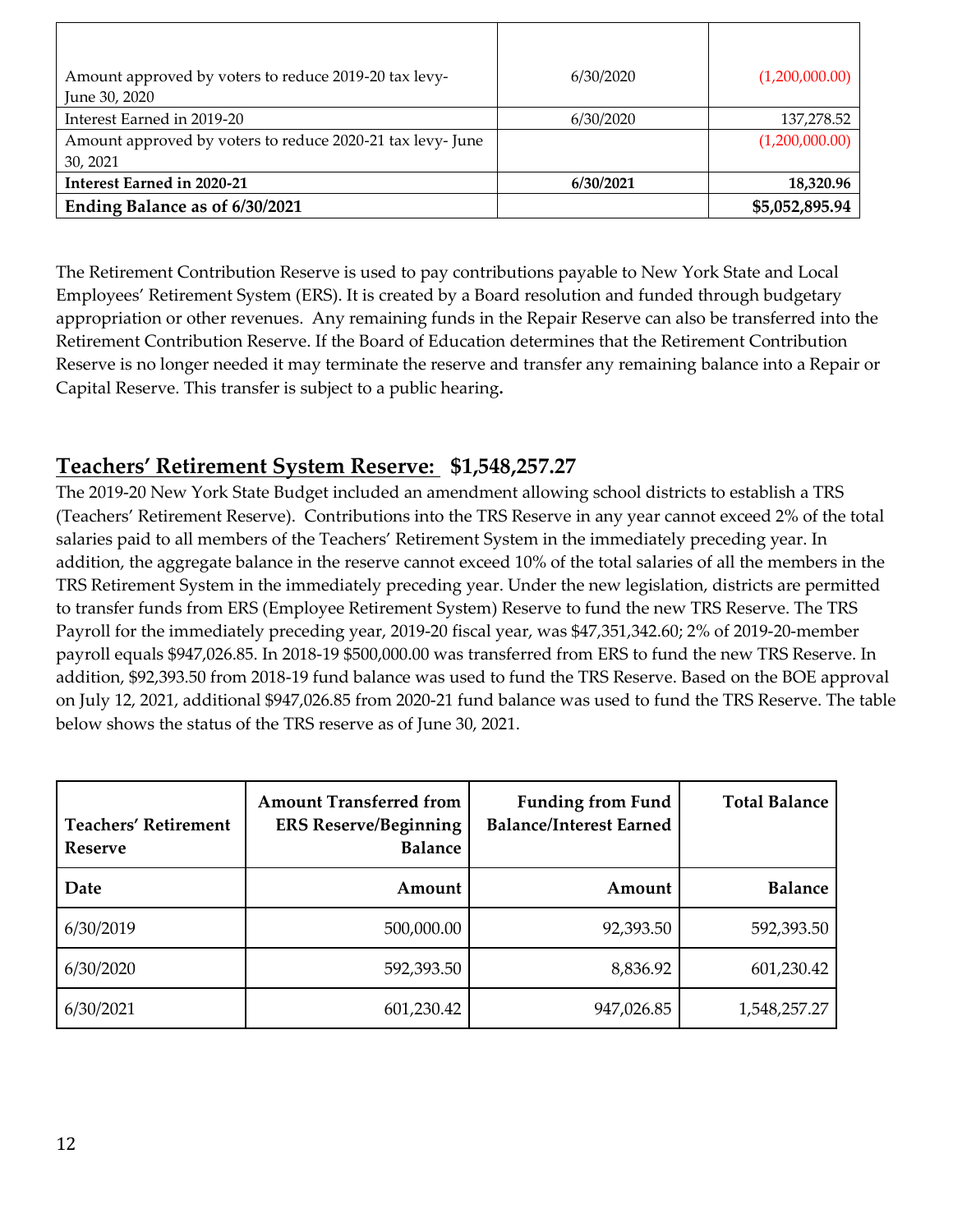| | | |
|---|---|---|
| Amount approved by voters to reduce 2019-20 tax levy- June 30, 2020 | 6/30/2020 | (1,200,000.00) |
| Interest Earned in 2019-20 | 6/30/2020 | 137,278.52 |
| Amount approved by voters to reduce 2020-21 tax levy- June 30, 2021 | | (1,200,000.00) |
| **Interest Earned in 2020-21** | **6/30/2021** | **18,320.96** |
| **Ending Balance as of 6/30/2021** | | **$5,052,895.94** |

The Retirement Contribution Reserve is used to pay contributions payable to New York State and Local Employees' Retirement System (ERS). It is created by a Board resolution and funded through budgetary appropriation or other revenues. Any remaining funds in the Repair Reserve can also be transferred into the Retirement Contribution Reserve. If the Board of Education determines that the Retirement Contribution Reserve is no longer needed it may terminate the reserve and transfer any remaining balance into a Repair or Capital Reserve. This transfer is subject to a public hearing.

## Teachers' Retirement System Reserve: $1,548,257.27

The 2019-20 New York State Budget included an amendment allowing school districts to establish a TRS (Teachers' Retirement Reserve). Contributions into the TRS Reserve in any year cannot exceed 2% of the total salaries paid to all members of the Teachers' Retirement System in the immediately preceding year. In addition, the aggregate balance in the reserve cannot exceed 10% of the total salaries of all the members in the TRS Retirement System in the immediately preceding year. Under the new legislation, districts are permitted to transfer funds from ERS (Employee Retirement System) Reserve to fund the new TRS Reserve. The TRS Payroll for the immediately preceding year, 2019-20 fiscal year, was $47,351,342.60; 2% of 2019-20-member payroll equals $947,026.85. In 2018-19 $500,000.00 was transferred from ERS to fund the new TRS Reserve. In addition, $92,393.50 from 2018-19 fund balance was used to fund the TRS Reserve. Based on the BOE approval on July 12, 2021, additional $947,026.85 from 2020-21 fund balance was used to fund the TRS Reserve. The table below shows the status of the TRS reserve as of June 30, 2021.

| Teachers' Retirement Reserve | Amount Transferred from ERS Reserve/Beginning Balance | Funding from Fund Balance/Interest Earned | Total Balance |
|---|---|---|---|
| **Date** | **Amount** | **Amount** | **Balance** |
| 6/30/2019 | 500,000.00 | 92,393.50 | 592,393.50 |
| 6/30/2020 | 592,393.50 | 8,836.92 | 601,230.42 |
| 6/30/2021 | 601,230.42 | 947,026.85 | 1,548,257.27 |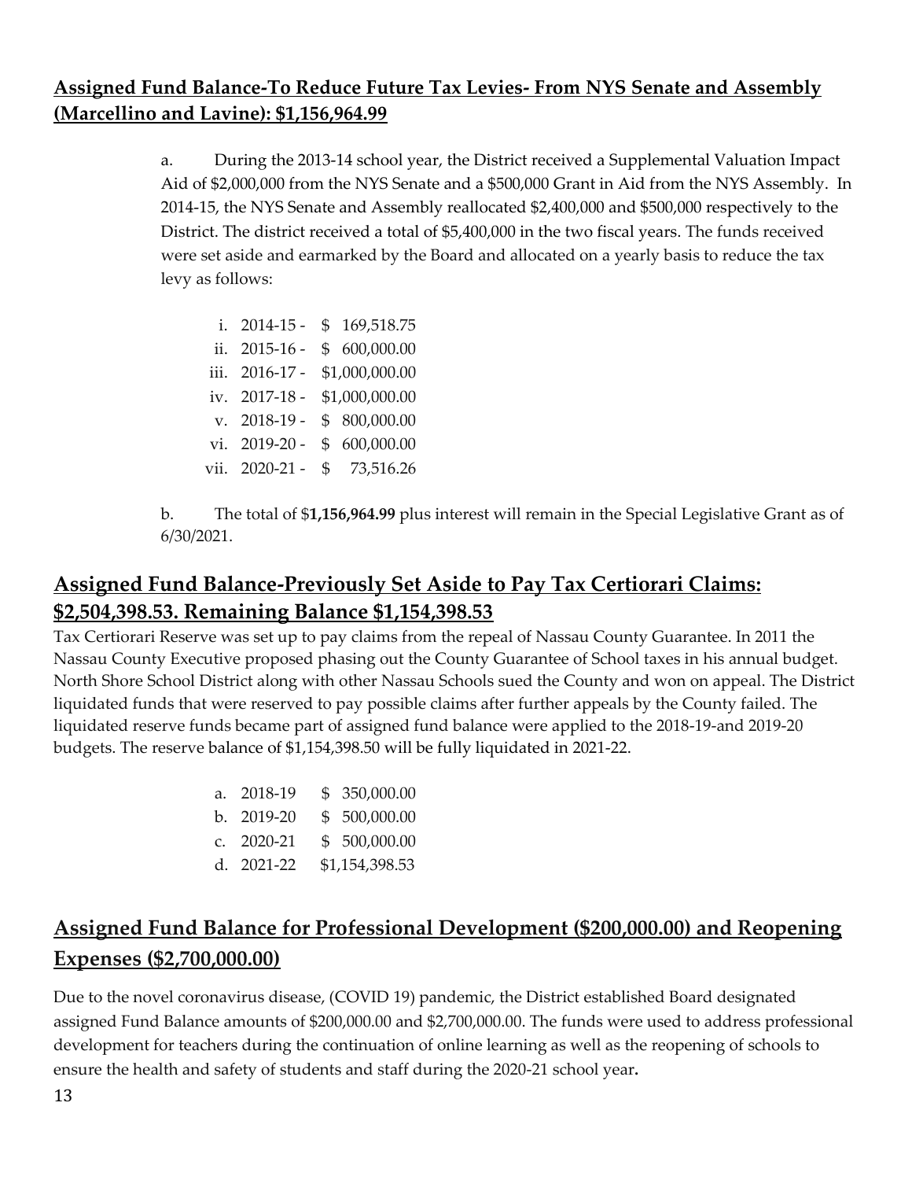## **Assigned Fund Balance-To Reduce Future Tax Levies- From NYS Senate and Assembly (Marcellino and Lavine): $1,156,964.99**

a. During the 2013-14 school year, the District received a Supplemental Valuation Impact Aid of $2,000,000 from the NYS Senate and a $500,000 Grant in Aid from the NYS Assembly. In 2014-15, the NYS Senate and Assembly reallocated $2,400,000 and $500,000 respectively to the District. The district received a total of $5,400,000 in the two fiscal years. The funds received were set aside and earmarked by the Board and allocated on a yearly basis to reduce the tax levy as follows:

i. 2014-15 - $ 169,518.75
ii. 2015-16 - $ 600,000.00
iii. 2016-17 - $1,000,000.00
iv. 2017-18 - $1,000,000.00
v. 2018-19 - $ 800,000.00
vi. 2019-20 - $ 600,000.00
vii. 2020-21 - $ 73,516.26

b. The total of $**1,156,964.99** plus interest will remain in the Special Legislative Grant as of 6/30/2021.

## **Assigned Fund Balance-Previously Set Aside to Pay Tax Certiorari Claims: $2,504,398.53. Remaining Balance $1,154,398.53**

Tax Certiorari Reserve was set up to pay claims from the repeal of Nassau County Guarantee. In 2011 the Nassau County Executive proposed phasing out the County Guarantee of School taxes in his annual budget. North Shore School District along with other Nassau Schools sued the County and won on appeal. The District liquidated funds that were reserved to pay possible claims after further appeals by the County failed. The liquidated reserve funds became part of assigned fund balance were applied to the 2018-19-and 2019-20 budgets. The reserve balance of $1,154,398.50 will be fully liquidated in 2021-22.

a. 2018-19 $ 350,000.00
b. 2019-20 $ 500,000.00
c. 2020-21 $ 500,000.00
d. 2021-22 $1,154,398.53

## **Assigned Fund Balance for Professional Development ($200,000.00) and Reopening Expenses ($2,700,000.00)**

Due to the novel coronavirus disease, (COVID 19) pandemic, the District established Board designated assigned Fund Balance amounts of $200,000.00 and $2,700,000.00. The funds were used to address professional development for teachers during the continuation of online learning as well as the reopening of schools to ensure the health and safety of students and staff during the 2020-21 school year**.**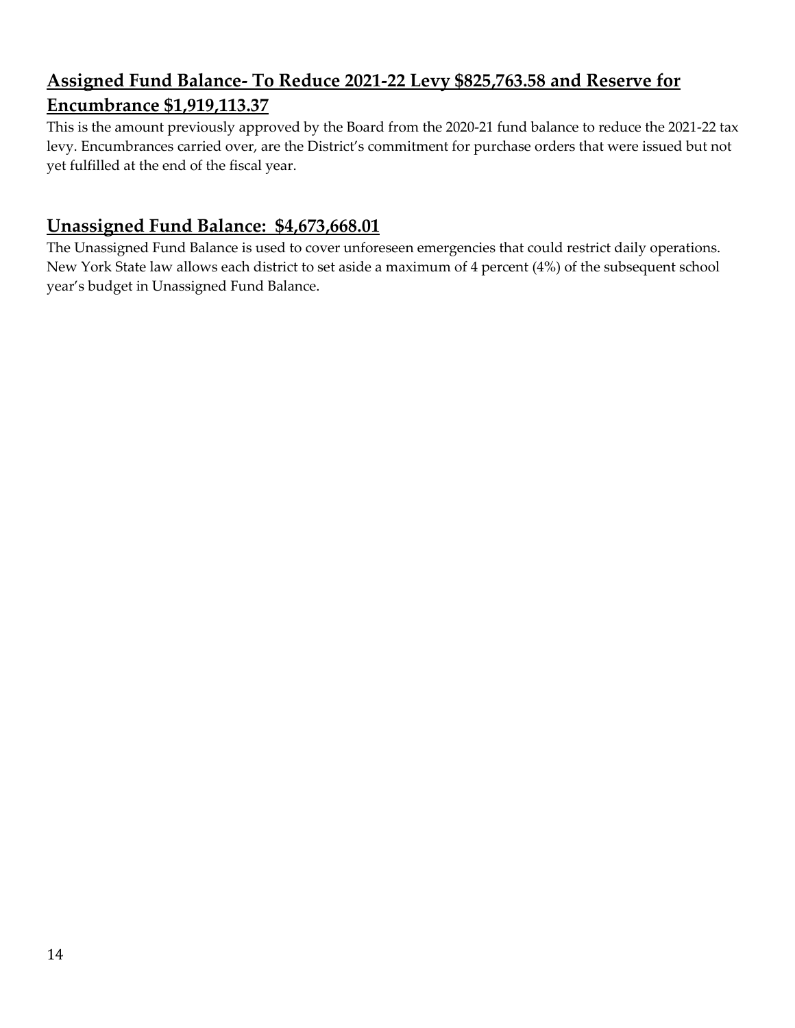## Assigned Fund Balance- To Reduce 2021-22 Levy $825,763.58 and Reserve for Encumbrance $1,919,113.37

This is the amount previously approved by the Board from the 2020-21 fund balance to reduce the 2021-22 tax levy. Encumbrances carried over, are the District's commitment for purchase orders that were issued but not yet fulfilled at the end of the fiscal year.

## Unassigned Fund Balance: $4,673,668.01

The Unassigned Fund Balance is used to cover unforeseen emergencies that could restrict daily operations. New York State law allows each district to set aside a maximum of 4 percent (4%) of the subsequent school year's budget in Unassigned Fund Balance.